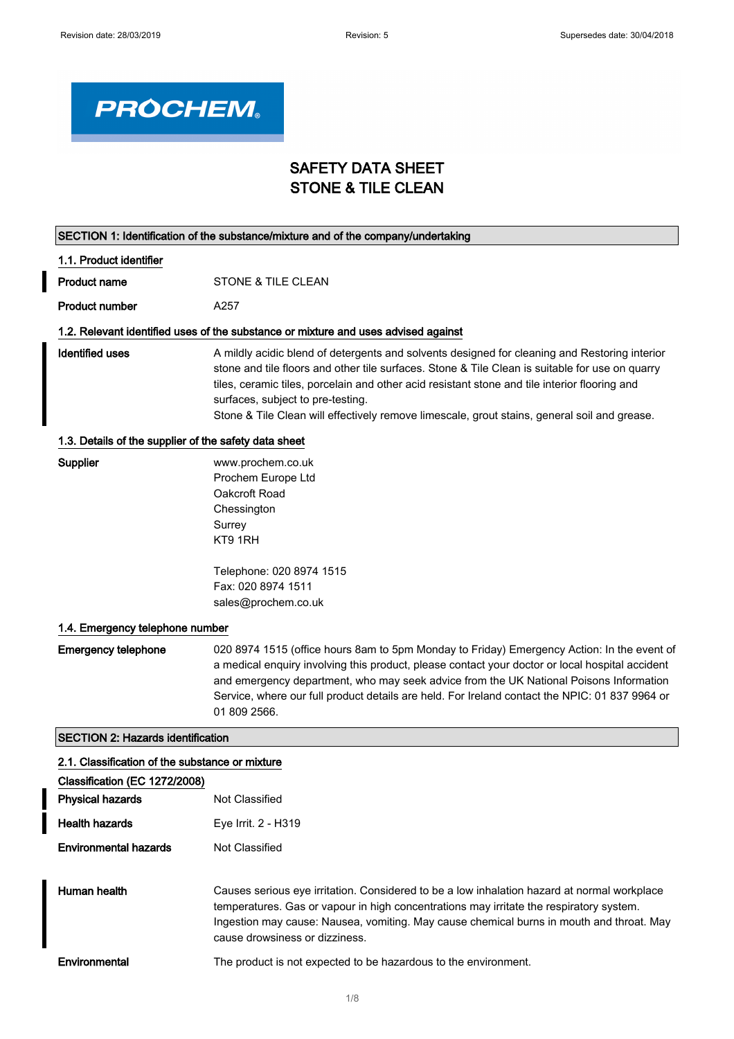Revision date: 28/03/2019 Revision: 5 Supersedes date: 30/04/2018

PROCHEM

# SAFETY DATA SHEET
# STONE & TILE CLEAN

## SECTION 1: Identification of the substance/mixture and of the company/undertaking

### 1.1. Product identifier

| | |
|---|---|
| **Product name** | STONE & TILE CLEAN |
| **Product number** | A257 |

### 1.2. Relevant identified uses of the substance or mixture and uses advised against

**Identified uses**

A mildly acidic blend of detergents and solvents designed for cleaning and Restoring interior stone and tile floors and other tile surfaces. Stone & Tile Clean is suitable for use on quarry tiles, ceramic tiles, porcelain and other acid resistant stone and tile interior flooring and surfaces, subject to pre-testing.
Stone & Tile Clean will effectively remove limescale, grout stains, general soil and grease.

### 1.3. Details of the supplier of the safety data sheet

**Supplier**

www.prochem.co.uk
Prochem Europe Ltd
Oakcroft Road
Chessington
Surrey
KT9 1RH

Telephone: 020 8974 1515
Fax: 020 8974 1511
sales@prochem.co.uk

### 1.4. Emergency telephone number

**Emergency telephone**

020 8974 1515 (office hours 8am to 5pm Monday to Friday) Emergency Action: In the event of a medical enquiry involving this product, please contact your doctor or local hospital accident and emergency department, who may seek advice from the UK National Poisons Information Service, where our full product details are held. For Ireland contact the NPIC: 01 837 9964 or 01 809 2566.

## SECTION 2: Hazards identification

### 2.1. Classification of the substance or mixture

**Classification (EC 1272/2008)**

| | |
|---|---|
| **Physical hazards** | Not Classified |
| **Health hazards** | Eye Irrit. 2 - H319 |
| **Environmental hazards** | Not Classified |

**Human health**

Causes serious eye irritation. Considered to be a low inhalation hazard at normal workplace temperatures. Gas or vapour in high concentrations may irritate the respiratory system. Ingestion may cause: Nausea, vomiting. May cause chemical burns in mouth and throat. May cause drowsiness or dizziness.

**Environmental**

The product is not expected to be hazardous to the environment.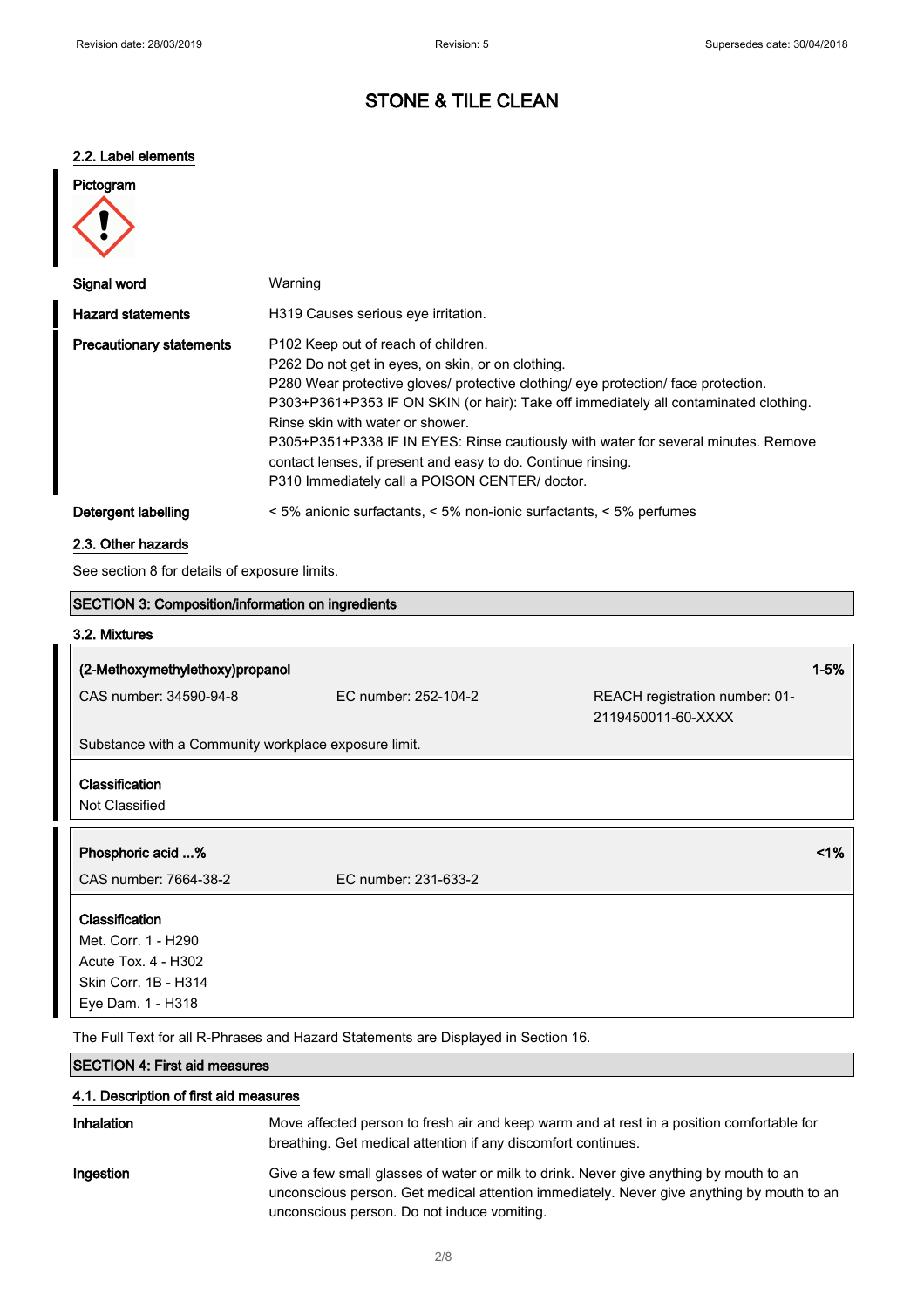## 2.2. Label elements

**Pictogram**

**Signal word** Warning

**Hazard statements** H319 Causes serious eye irritation.

**Precautionary statements**
P102 Keep out of reach of children.
P262 Do not get in eyes, on skin, or on clothing.
P280 Wear protective gloves/ protective clothing/ eye protection/ face protection.
P303+P361+P353 IF ON SKIN (or hair): Take off immediately all contaminated clothing. Rinse skin with water or shower.
P305+P351+P338 IF IN EYES: Rinse cautiously with water for several minutes. Remove contact lenses, if present and easy to do. Continue rinsing.
P310 Immediately call a POISON CENTER/ doctor.

**Detergent labelling** < 5% anionic surfactants, < 5% non-ionic surfactants, < 5% perfumes

## 2.3. Other hazards

See section 8 for details of exposure limits.

## SECTION 3: Composition/information on ingredients

### 3.2. Mixtures

**(2-Methoxymethylethoxy)propanol** — 1-5%

CAS number: 34590-94-8 | EC number: 252-104-2 | REACH registration number: 01-2119450011-60-XXXX

Substance with a Community workplace exposure limit.

**Classification**
Not Classified

**Phosphoric acid ...%** — <1%

CAS number: 7664-38-2 | EC number: 231-633-2

**Classification**
Met. Corr. 1 - H290
Acute Tox. 4 - H302
Skin Corr. 1B - H314
Eye Dam. 1 - H318

The Full Text for all R-Phrases and Hazard Statements are Displayed in Section 16.

## SECTION 4: First aid measures

### 4.1. Description of first aid measures

**Inhalation** Move affected person to fresh air and keep warm and at rest in a position comfortable for breathing. Get medical attention if any discomfort continues.

**Ingestion** Give a few small glasses of water or milk to drink. Never give anything by mouth to an unconscious person. Get medical attention immediately. Never give anything by mouth to an unconscious person. Do not induce vomiting.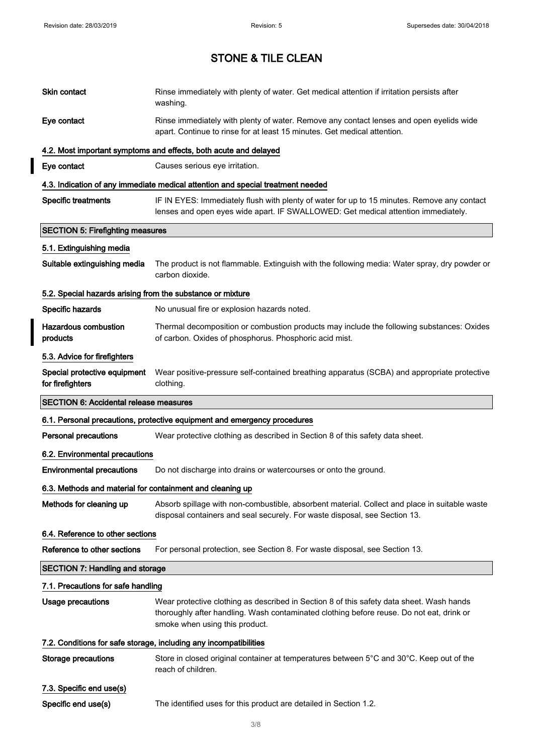| | |
|---|---|
| **Skin contact** | Rinse immediately with plenty of water. Get medical attention if irritation persists after washing. |
| **Eye contact** | Rinse immediately with plenty of water. Remove any contact lenses and open eyelids wide apart. Continue to rinse for at least 15 minutes. Get medical attention. |

### 4.2. Most important symptoms and effects, both acute and delayed

| | |
|---|---|
| **Eye contact** | Causes serious eye irritation. |

### 4.3. Indication of any immediate medical attention and special treatment needed

| | |
|---|---|
| **Specific treatments** | IF IN EYES: Immediately flush with plenty of water for up to 15 minutes. Remove any contact lenses and open eyes wide apart. IF SWALLOWED: Get medical attention immediately. |

## SECTION 5: Firefighting measures

### 5.1. Extinguishing media

| | |
|---|---|
| **Suitable extinguishing media** | The product is not flammable. Extinguish with the following media: Water spray, dry powder or carbon dioxide. |

### 5.2. Special hazards arising from the substance or mixture

| | |
|---|---|
| **Specific hazards** | No unusual fire or explosion hazards noted. |
| **Hazardous combustion products** | Thermal decomposition or combustion products may include the following substances: Oxides of carbon. Oxides of phosphorus. Phosphoric acid mist. |

### 5.3. Advice for firefighters

| | |
|---|---|
| **Special protective equipment for firefighters** | Wear positive-pressure self-contained breathing apparatus (SCBA) and appropriate protective clothing. |

## SECTION 6: Accidental release measures

### 6.1. Personal precautions, protective equipment and emergency procedures

| | |
|---|---|
| **Personal precautions** | Wear protective clothing as described in Section 8 of this safety data sheet. |

### 6.2. Environmental precautions

| | |
|---|---|
| **Environmental precautions** | Do not discharge into drains or watercourses or onto the ground. |

### 6.3. Methods and material for containment and cleaning up

| | |
|---|---|
| **Methods for cleaning up** | Absorb spillage with non-combustible, absorbent material. Collect and place in suitable waste disposal containers and seal securely. For waste disposal, see Section 13. |

### 6.4. Reference to other sections

| | |
|---|---|
| **Reference to other sections** | For personal protection, see Section 8. For waste disposal, see Section 13. |

## SECTION 7: Handling and storage

### 7.1. Precautions for safe handling

| | |
|---|---|
| **Usage precautions** | Wear protective clothing as described in Section 8 of this safety data sheet. Wash hands thoroughly after handling. Wash contaminated clothing before reuse. Do not eat, drink or smoke when using this product. |

### 7.2. Conditions for safe storage, including any incompatibilities

| | |
|---|---|
| **Storage precautions** | Store in closed original container at temperatures between 5°C and 30°C. Keep out of the reach of children. |

### 7.3. Specific end use(s)

| | |
|---|---|
| **Specific end use(s)** | The identified uses for this product are detailed in Section 1.2. |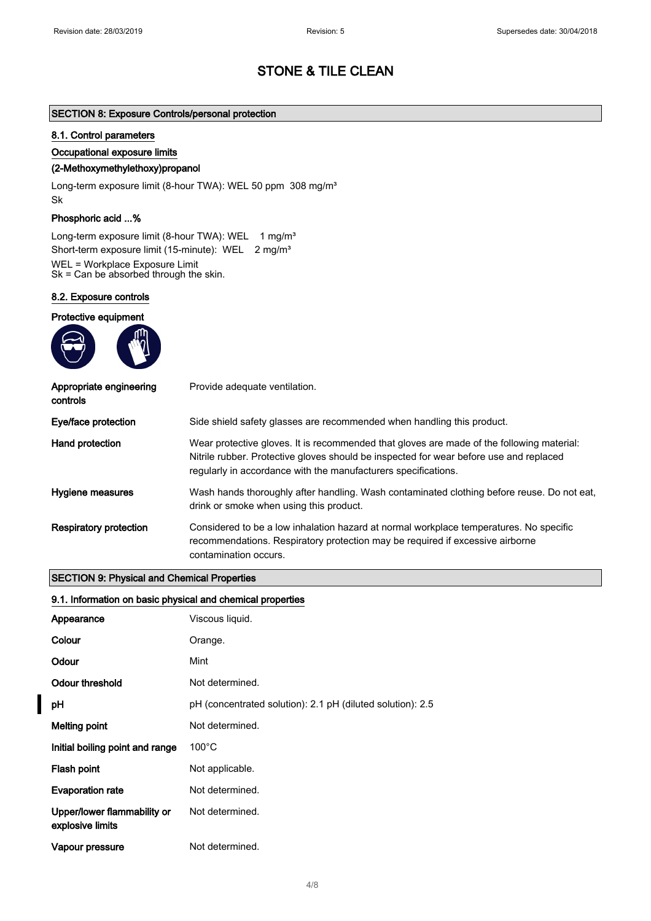# STONE & TILE CLEAN

## SECTION 8: Exposure Controls/personal protection

### 8.1. Control parameters

#### Occupational exposure limits

**(2-Methoxymethylethoxy)propanol**

Long-term exposure limit (8-hour TWA): WEL 50 ppm 308 mg/m³
Sk

**Phosphoric acid ...%**

Long-term exposure limit (8-hour TWA): WEL 1 mg/m³
Short-term exposure limit (15-minute): WEL 2 mg/m³
WEL = Workplace Exposure Limit
Sk = Can be absorbed through the skin.

### 8.2. Exposure controls

#### Protective equipment

| | |
|---|---|
| **Appropriate engineering controls** | Provide adequate ventilation. |
| **Eye/face protection** | Side shield safety glasses are recommended when handling this product. |
| **Hand protection** | Wear protective gloves. It is recommended that gloves are made of the following material: Nitrile rubber. Protective gloves should be inspected for wear before use and replaced regularly in accordance with the manufacturers specifications. |
| **Hygiene measures** | Wash hands thoroughly after handling. Wash contaminated clothing before reuse. Do not eat, drink or smoke when using this product. |
| **Respiratory protection** | Considered to be a low inhalation hazard at normal workplace temperatures. No specific recommendations. Respiratory protection may be required if excessive airborne contamination occurs. |

## SECTION 9: Physical and Chemical Properties

### 9.1. Information on basic physical and chemical properties

| | |
|---|---|
| **Appearance** | Viscous liquid. |
| **Colour** | Orange. |
| **Odour** | Mint |
| **Odour threshold** | Not determined. |
| **pH** | pH (concentrated solution): 2.1 pH (diluted solution): 2.5 |
| **Melting point** | Not determined. |
| **Initial boiling point and range** | 100°C |
| **Flash point** | Not applicable. |
| **Evaporation rate** | Not determined. |
| **Upper/lower flammability or explosive limits** | Not determined. |
| **Vapour pressure** | Not determined. |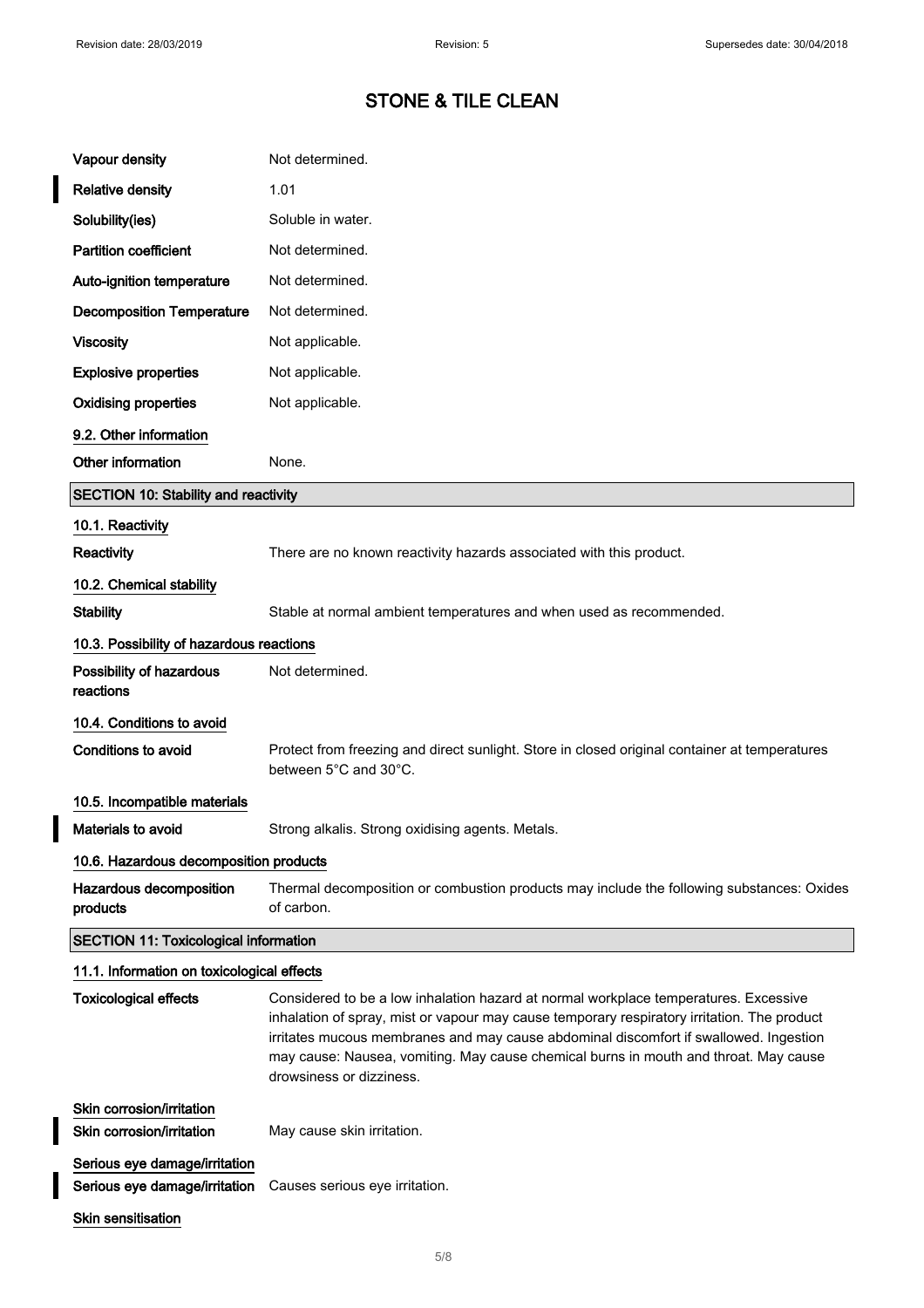| | |
|---|---|
| **Vapour density** | Not determined. |
| **Relative density** | 1.01 |
| **Solubility(ies)** | Soluble in water. |
| **Partition coefficient** | Not determined. |
| **Auto-ignition temperature** | Not determined. |
| **Decomposition Temperature** | Not determined. |
| **Viscosity** | Not applicable. |
| **Explosive properties** | Not applicable. |
| **Oxidising properties** | Not applicable. |

### 9.2. Other information

| | |
|---|---|
| **Other information** | None. |

## SECTION 10: Stability and reactivity

### 10.1. Reactivity

| | |
|---|---|
| **Reactivity** | There are no known reactivity hazards associated with this product. |

### 10.2. Chemical stability

| | |
|---|---|
| **Stability** | Stable at normal ambient temperatures and when used as recommended. |

### 10.3. Possibility of hazardous reactions

| | |
|---|---|
| **Possibility of hazardous reactions** | Not determined. |

### 10.4. Conditions to avoid

| | |
|---|---|
| **Conditions to avoid** | Protect from freezing and direct sunlight. Store in closed original container at temperatures between 5°C and 30°C. |

### 10.5. Incompatible materials

| | |
|---|---|
| **Materials to avoid** | Strong alkalis. Strong oxidising agents. Metals. |

### 10.6. Hazardous decomposition products

| | |
|---|---|
| **Hazardous decomposition products** | Thermal decomposition or combustion products may include the following substances: Oxides of carbon. |

## SECTION 11: Toxicological information

### 11.1. Information on toxicological effects

| | |
|---|---|
| **Toxicological effects** | Considered to be a low inhalation hazard at normal workplace temperatures. Excessive inhalation of spray, mist or vapour may cause temporary respiratory irritation. The product irritates mucous membranes and may cause abdominal discomfort if swallowed. Ingestion may cause: Nausea, vomiting. May cause chemical burns in mouth and throat. May cause drowsiness or dizziness. |

### Skin corrosion/irritation

| | |
|---|---|
| **Skin corrosion/irritation** | May cause skin irritation. |

### Serious eye damage/irritation

| | |
|---|---|
| **Serious eye damage/irritation** | Causes serious eye irritation. |

### Skin sensitisation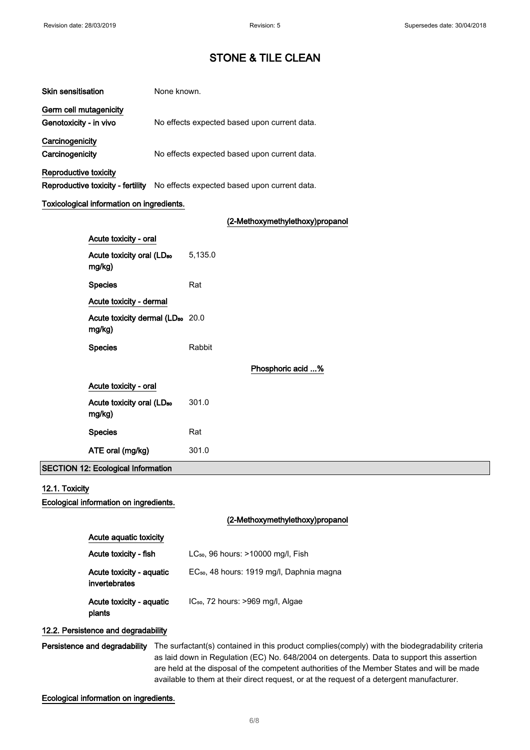# STONE & TILE CLEAN

**Skin sensitisation** None known.

**Germ cell mutagenicity**

**Genotoxicity - in vivo** No effects expected based upon current data.

**Carcinogenicity**

**Carcinogenicity** No effects expected based upon current data.

**Reproductive toxicity**

**Reproductive toxicity - fertility** No effects expected based upon current data.

**Toxicological information on ingredients.**

**(2-Methoxymethylethoxy)propanol**

**Acute toxicity - oral**

| | |
|---|---|
| **Acute toxicity oral ($LD_{50}$ mg/kg)** | 5,135.0 |
| **Species** | Rat |

**Acute toxicity - dermal**

| | |
|---|---|
| **Acute toxicity dermal ($LD_{50}$ mg/kg)** | 20.0 |
| **Species** | Rabbit |

**Phosphoric acid ...%**

**Acute toxicity - oral**

| | |
|---|---|
| **Acute toxicity oral ($LD_{50}$ mg/kg)** | 301.0 |
| **Species** | Rat |
| **ATE oral (mg/kg)** | 301.0 |

## SECTION 12: Ecological Information

### 12.1. Toxicity

**Ecological information on ingredients.**

**(2-Methoxymethylethoxy)propanol**

**Acute aquatic toxicity**

| | |
|---|---|
| **Acute toxicity - fish** | $LC_{50}$, 96 hours: >10000 mg/l, Fish |
| **Acute toxicity - aquatic invertebrates** | $EC_{50}$, 48 hours: 1919 mg/l, Daphnia magna |
| **Acute toxicity - aquatic plants** | $IC_{50}$, 72 hours: >969 mg/l, Algae |

### 12.2. Persistence and degradability

**Persistence and degradability** The surfactant(s) contained in this product complies(comply) with the biodegradability criteria as laid down in Regulation (EC) No. 648/2004 on detergents. Data to support this assertion are held at the disposal of the competent authorities of the Member States and will be made available to them at their direct request, or at the request of a detergent manufacturer.

**Ecological information on ingredients.**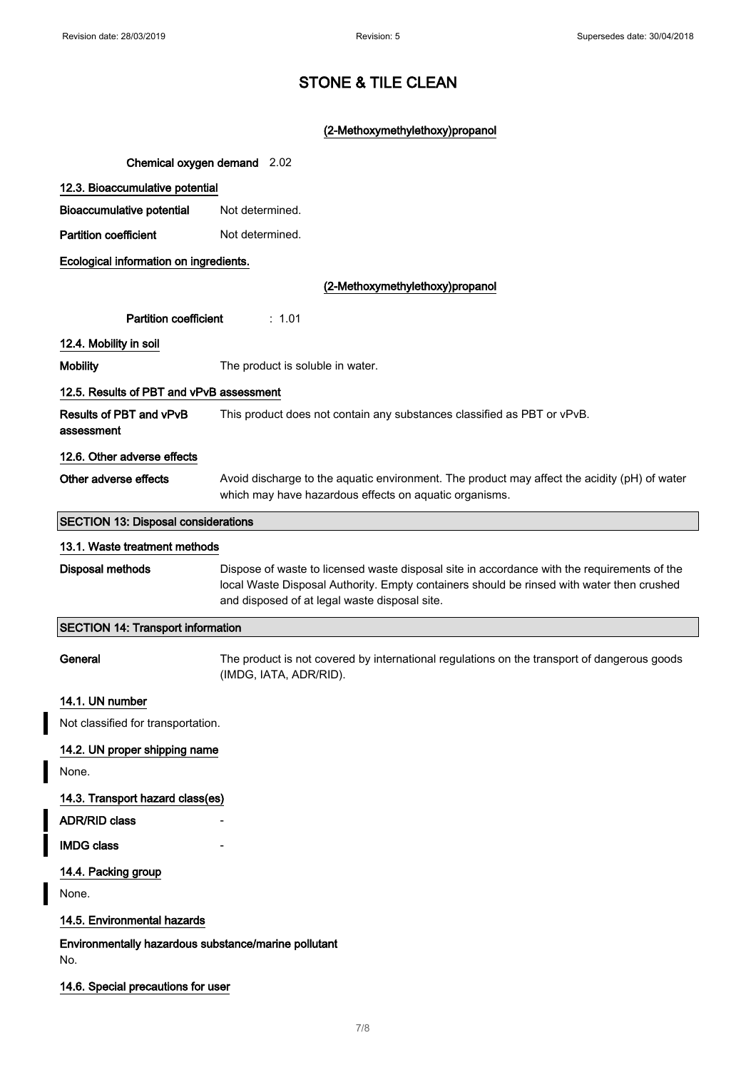# STONE & TILE CLEAN

**(2-Methoxymethylethoxy)propanol**

**Chemical oxygen demand** 2.02

**12.3. Bioaccumulative potential**

**Bioaccumulative potential** Not determined.

**Partition coefficient** Not determined.

**Ecological information on ingredients.**

**(2-Methoxymethylethoxy)propanol**

**Partition coefficient** : 1.01

**12.4. Mobility in soil**

**Mobility** The product is soluble in water.

**12.5. Results of PBT and vPvB assessment**

**Results of PBT and vPvB assessment** This product does not contain any substances classified as PBT or vPvB.

**12.6. Other adverse effects**

**Other adverse effects** Avoid discharge to the aquatic environment. The product may affect the acidity (pH) of water which may have hazardous effects on aquatic organisms.

## SECTION 13: Disposal considerations

**13.1. Waste treatment methods**

**Disposal methods** Dispose of waste to licensed waste disposal site in accordance with the requirements of the local Waste Disposal Authority. Empty containers should be rinsed with water then crushed and disposed of at legal waste disposal site.

## SECTION 14: Transport information

**General** The product is not covered by international regulations on the transport of dangerous goods (IMDG, IATA, ADR/RID).

**14.1. UN number**

Not classified for transportation.

**14.2. UN proper shipping name**

None.

**14.3. Transport hazard class(es)**

**ADR/RID class** -

**IMDG class** -

**14.4. Packing group**

None.

**14.5. Environmental hazards**

**Environmentally hazardous substance/marine pollutant**

No.

**14.6. Special precautions for user**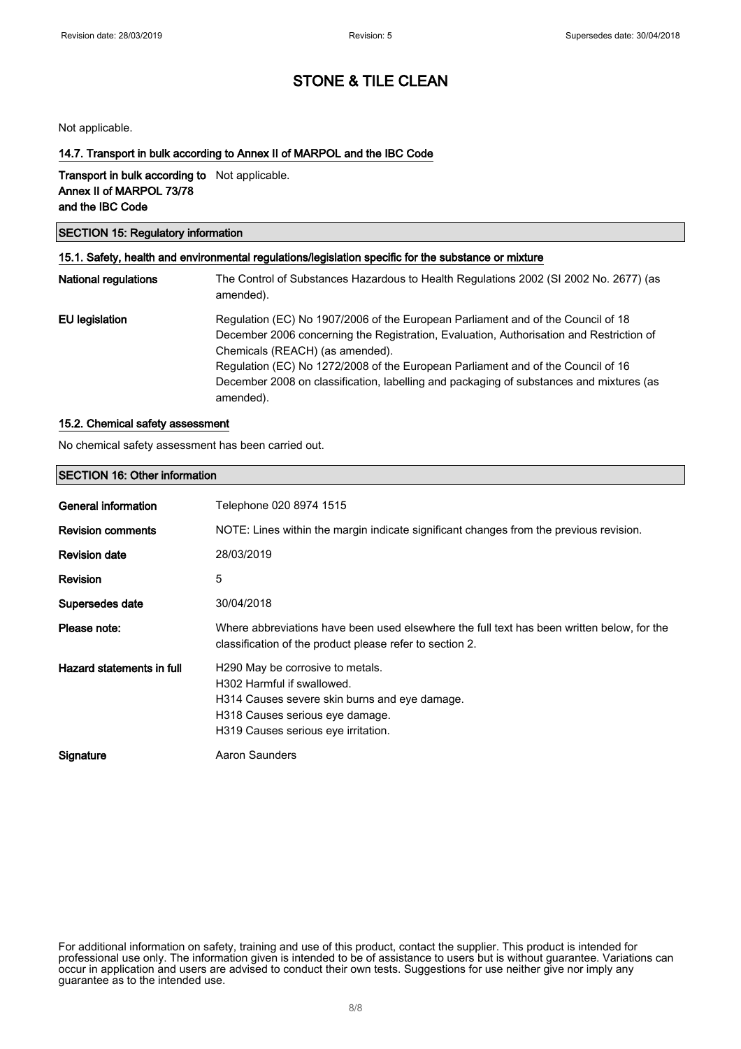Not applicable.

### 14.7. Transport in bulk according to Annex II of MARPOL and the IBC Code

| | |
|---|---|
| **Transport in bulk according to Annex II of MARPOL 73/78 and the IBC Code** | Not applicable. |

## SECTION 15: Regulatory information

### 15.1. Safety, health and environmental regulations/legislation specific for the substance or mixture

| | |
|---|---|
| **National regulations** | The Control of Substances Hazardous to Health Regulations 2002 (SI 2002 No. 2677) (as amended). |
| **EU legislation** | Regulation (EC) No 1907/2006 of the European Parliament and of the Council of 18 December 2006 concerning the Registration, Evaluation, Authorisation and Restriction of Chemicals (REACH) (as amended).<br>Regulation (EC) No 1272/2008 of the European Parliament and of the Council of 16 December 2008 on classification, labelling and packaging of substances and mixtures (as amended). |

### 15.2. Chemical safety assessment

No chemical safety assessment has been carried out.

## SECTION 16: Other information

| | |
|---|---|
| **General information** | Telephone 020 8974 1515 |
| **Revision comments** | NOTE: Lines within the margin indicate significant changes from the previous revision. |
| **Revision date** | 28/03/2019 |
| **Revision** | 5 |
| **Supersedes date** | 30/04/2018 |
| **Please note:** | Where abbreviations have been used elsewhere the full text has been written below, for the classification of the product please refer to section 2. |
| **Hazard statements in full** | H290 May be corrosive to metals.<br>H302 Harmful if swallowed.<br>H314 Causes severe skin burns and eye damage.<br>H318 Causes serious eye damage.<br>H319 Causes serious eye irritation. |
| **Signature** | Aaron Saunders |

For additional information on safety, training and use of this product, contact the supplier. This product is intended for professional use only. The information given is intended to be of assistance to users but is without guarantee. Variations can occur in application and users are advised to conduct their own tests. Suggestions for use neither give nor imply any guarantee as to the intended use.